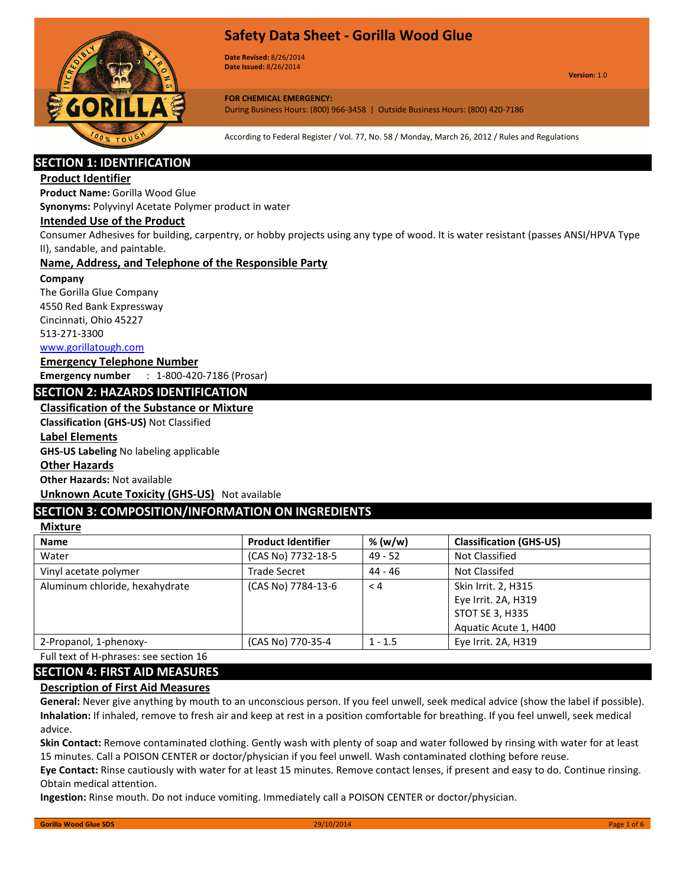# Safety Data Sheet - Gorilla Wood Glue

**Date Revised:** 8/26/2014
**Date Issued:** 8/26/2014

**Version:** 1.0

**FOR CHEMICAL EMERGENCY:**
During Business Hours: (800) 966-3458 | Outside Business Hours: (800) 420-7186

According to Federal Register / Vol. 77, No. 58 / Monday, March 26, 2012 / Rules and Regulations

## SECTION 1: IDENTIFICATION

### Product Identifier

**Product Name:** Gorilla Wood Glue
**Synonyms:** Polyvinyl Acetate Polymer product in water

### Intended Use of the Product

Consumer Adhesives for building, carpentry, or hobby projects using any type of wood. It is water resistant (passes ANSI/HPVA Type II), sandable, and paintable.

### Name, Address, and Telephone of the Responsible Party

**Company**
The Gorilla Glue Company
4550 Red Bank Expressway
Cincinnati, Ohio 45227
513-271-3300
www.gorillatough.com

### Emergency Telephone Number

**Emergency number** : 1-800-420-7186 (Prosar)

## SECTION 2: HAZARDS IDENTIFICATION

### Classification of the Substance or Mixture

**Classification (GHS-US)** Not Classified

### Label Elements

**GHS-US Labeling** No labeling applicable

### Other Hazards

**Other Hazards:** Not available

### Unknown Acute Toxicity (GHS-US)

Not available

## SECTION 3: COMPOSITION/INFORMATION ON INGREDIENTS

### Mixture

| Name | Product Identifier | % (w/w) | Classification (GHS-US) |
| --- | --- | --- | --- |
| Water | (CAS No) 7732-18-5 | 49 - 52 | Not Classified |
| Vinyl acetate polymer | Trade Secret | 44 - 46 | Not Classifed |
| Aluminum chloride, hexahydrate | (CAS No) 7784-13-6 | < 4 | Skin Irrit. 2, H315<br>Eye Irrit. 2A, H319<br>STOT SE 3, H335<br>Aquatic Acute 1, H400 |
| 2-Propanol, 1-phenoxy- | (CAS No) 770-35-4 | 1 - 1.5 | Eye Irrit. 2A, H319 |

Full text of H-phrases: see section 16

## SECTION 4: FIRST AID MEASURES

### Description of First Aid Measures

**General:** Never give anything by mouth to an unconscious person. If you feel unwell, seek medical advice (show the label if possible).

**Inhalation:** If inhaled, remove to fresh air and keep at rest in a position comfortable for breathing. If you feel unwell, seek medical advice.

**Skin Contact:** Remove contaminated clothing. Gently wash with plenty of soap and water followed by rinsing with water for at least 15 minutes. Call a POISON CENTER or doctor/physician if you feel unwell. Wash contaminated clothing before reuse.

**Eye Contact:** Rinse cautiously with water for at least 15 minutes. Remove contact lenses, if present and easy to do. Continue rinsing. Obtain medical attention.

**Ingestion:** Rinse mouth. Do not induce vomiting. Immediately call a POISON CENTER or doctor/physician.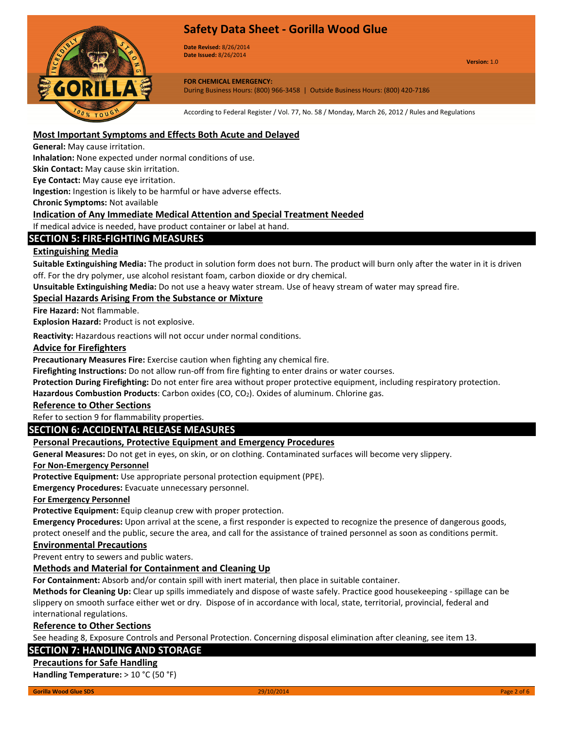### Most Important Symptoms and Effects Both Acute and Delayed

**General:** May cause irritation.

**Inhalation:** None expected under normal conditions of use.

**Skin Contact:** May cause skin irritation.

**Eye Contact:** May cause eye irritation.

**Ingestion:** Ingestion is likely to be harmful or have adverse effects.

**Chronic Symptoms:** Not available

### Indication of Any Immediate Medical Attention and Special Treatment Needed

If medical advice is needed, have product container or label at hand.

## SECTION 5: FIRE-FIGHTING MEASURES

### Extinguishing Media

**Suitable Extinguishing Media:** The product in solution form does not burn. The product will burn only after the water in it is driven off. For the dry polymer, use alcohol resistant foam, carbon dioxide or dry chemical.

**Unsuitable Extinguishing Media:** Do not use a heavy water stream. Use of heavy stream of water may spread fire.

### Special Hazards Arising From the Substance or Mixture

**Fire Hazard:** Not flammable.

**Explosion Hazard:** Product is not explosive.

**Reactivity:** Hazardous reactions will not occur under normal conditions.

### Advice for Firefighters

**Precautionary Measures Fire:** Exercise caution when fighting any chemical fire.

**Firefighting Instructions:** Do not allow run-off from fire fighting to enter drains or water courses.

**Protection During Firefighting:** Do not enter fire area without proper protective equipment, including respiratory protection.

**Hazardous Combustion Products**: Carbon oxides (CO, $CO_2$). Oxides of aluminum. Chlorine gas.

### Reference to Other Sections

Refer to section 9 for flammability properties.

## SECTION 6: ACCIDENTAL RELEASE MEASURES

### Personal Precautions, Protective Equipment and Emergency Procedures

**General Measures:** Do not get in eyes, on skin, or on clothing. Contaminated surfaces will become very slippery.

#### For Non-Emergency Personnel

**Protective Equipment:** Use appropriate personal protection equipment (PPE).

**Emergency Procedures:** Evacuate unnecessary personnel.

#### For Emergency Personnel

**Protective Equipment:** Equip cleanup crew with proper protection.

**Emergency Procedures:** Upon arrival at the scene, a first responder is expected to recognize the presence of dangerous goods, protect oneself and the public, secure the area, and call for the assistance of trained personnel as soon as conditions permit.

### Environmental Precautions

Prevent entry to sewers and public waters.

### Methods and Material for Containment and Cleaning Up

**For Containment:** Absorb and/or contain spill with inert material, then place in suitable container.

**Methods for Cleaning Up:** Clear up spills immediately and dispose of waste safely. Practice good housekeeping - spillage can be slippery on smooth surface either wet or dry. Dispose of in accordance with local, state, territorial, provincial, federal and international regulations.

### Reference to Other Sections

See heading 8, Exposure Controls and Personal Protection. Concerning disposal elimination after cleaning, see item 13.

## SECTION 7: HANDLING AND STORAGE

### Precautions for Safe Handling

**Handling Temperature:** > 10 °C (50 °F)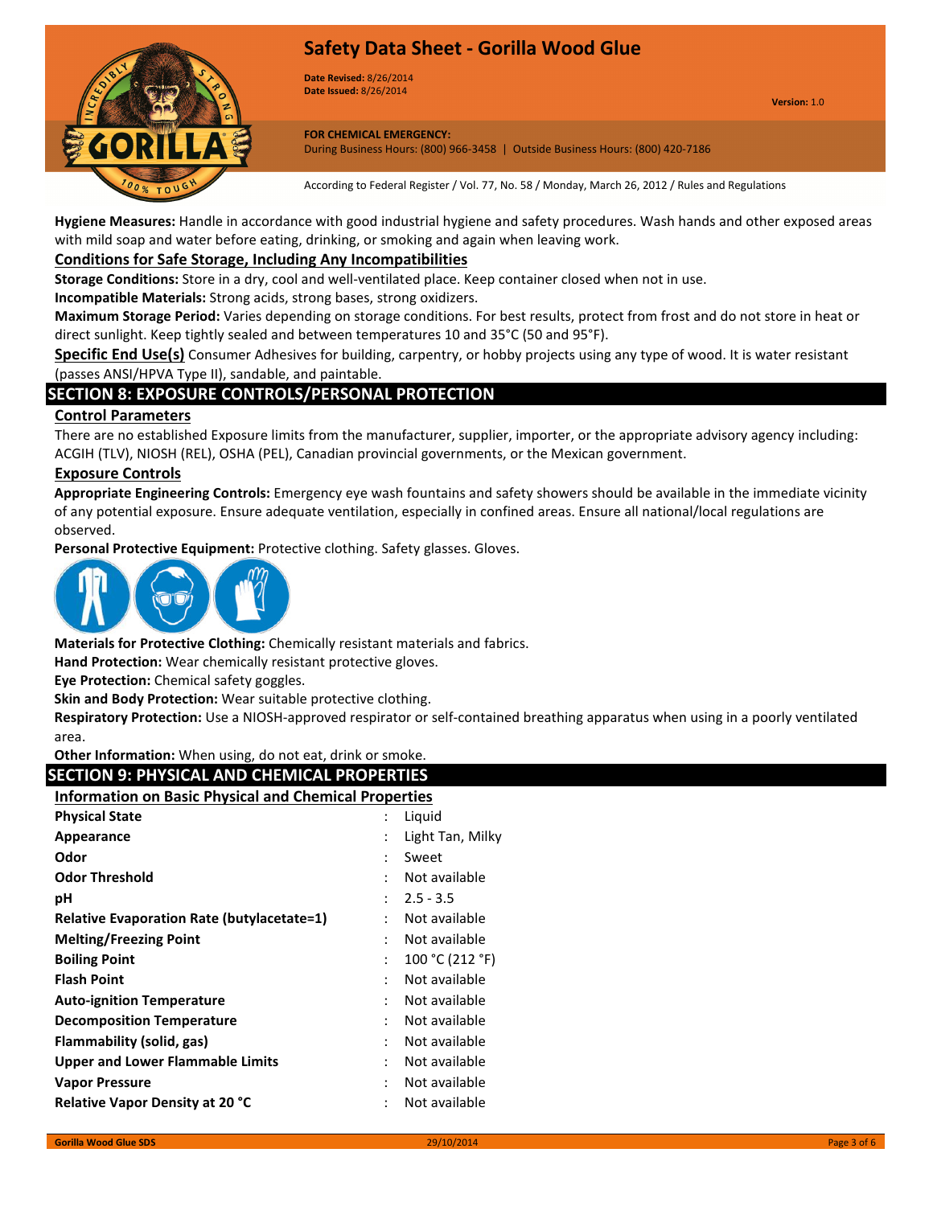**Hygiene Measures:** Handle in accordance with good industrial hygiene and safety procedures. Wash hands and other exposed areas with mild soap and water before eating, drinking, or smoking and again when leaving work.

## Conditions for Safe Storage, Including Any Incompatibilities

**Storage Conditions:** Store in a dry, cool and well-ventilated place. Keep container closed when not in use.

**Incompatible Materials:** Strong acids, strong bases, strong oxidizers.

**Maximum Storage Period:** Varies depending on storage conditions. For best results, protect from frost and do not store in heat or direct sunlight. Keep tightly sealed and between temperatures 10 and 35°C (50 and 95°F).

**Specific End Use(s)** Consumer Adhesives for building, carpentry, or hobby projects using any type of wood. It is water resistant (passes ANSI/HPVA Type II), sandable, and paintable.

# SECTION 8: EXPOSURE CONTROLS/PERSONAL PROTECTION

## Control Parameters

There are no established Exposure limits from the manufacturer, supplier, importer, or the appropriate advisory agency including: ACGIH (TLV), NIOSH (REL), OSHA (PEL), Canadian provincial governments, or the Mexican government.

## Exposure Controls

**Appropriate Engineering Controls:** Emergency eye wash fountains and safety showers should be available in the immediate vicinity of any potential exposure. Ensure adequate ventilation, especially in confined areas. Ensure all national/local regulations are observed.

**Personal Protective Equipment:** Protective clothing. Safety glasses. Gloves.

**Materials for Protective Clothing:** Chemically resistant materials and fabrics.

**Hand Protection:** Wear chemically resistant protective gloves.

**Eye Protection:** Chemical safety goggles.

**Skin and Body Protection:** Wear suitable protective clothing.

**Respiratory Protection:** Use a NIOSH-approved respirator or self-contained breathing apparatus when using in a poorly ventilated area.

**Other Information:** When using, do not eat, drink or smoke.

# SECTION 9: PHYSICAL AND CHEMICAL PROPERTIES

## Information on Basic Physical and Chemical Properties

| Property | Value |
|---|---|
| **Physical State** | Liquid |
| **Appearance** | Light Tan, Milky |
| **Odor** | Sweet |
| **Odor Threshold** | Not available |
| **pH** | 2.5 - 3.5 |
| **Relative Evaporation Rate (butylacetate=1)** | Not available |
| **Melting/Freezing Point** | Not available |
| **Boiling Point** | 100 °C (212 °F) |
| **Flash Point** | Not available |
| **Auto-ignition Temperature** | Not available |
| **Decomposition Temperature** | Not available |
| **Flammability (solid, gas)** | Not available |
| **Upper and Lower Flammable Limits** | Not available |
| **Vapor Pressure** | Not available |
| **Relative Vapor Density at 20 °C** | Not available |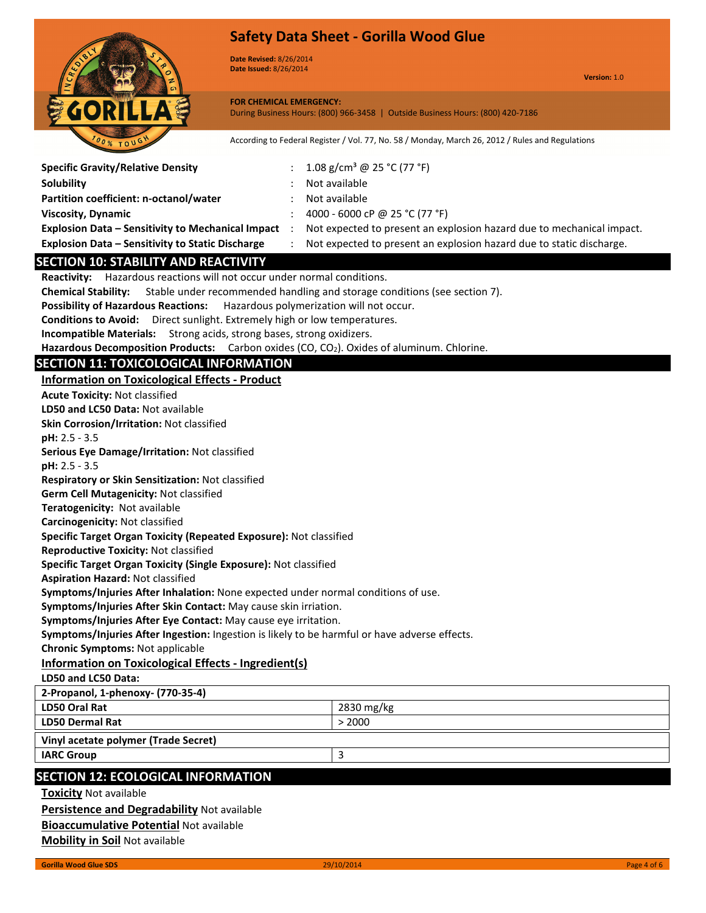| | | |
|---|---|---|
| **Specific Gravity/Relative Density** | : | 1.08 g/cm³ @ 25 °C (77 °F) |
| **Solubility** | : | Not available |
| **Partition coefficient: n-octanol/water** | : | Not available |
| **Viscosity, Dynamic** | : | 4000 - 6000 cP @ 25 °C (77 °F) |
| **Explosion Data – Sensitivity to Mechanical Impact** | : | Not expected to present an explosion hazard due to mechanical impact. |
| **Explosion Data – Sensitivity to Static Discharge** | : | Not expected to present an explosion hazard due to static discharge. |

## SECTION 10: STABILITY AND REACTIVITY

**Reactivity:** Hazardous reactions will not occur under normal conditions.

**Chemical Stability:** Stable under recommended handling and storage conditions (see section 7).

**Possibility of Hazardous Reactions:** Hazardous polymerization will not occur.

**Conditions to Avoid:** Direct sunlight. Extremely high or low temperatures.

**Incompatible Materials:** Strong acids, strong bases, strong oxidizers.

**Hazardous Decomposition Products:** Carbon oxides ($CO$, $CO_2$). Oxides of aluminum. Chlorine.

## SECTION 11: TOXICOLOGICAL INFORMATION

### Information on Toxicological Effects - Product

**Acute Toxicity:** Not classified

**LD50 and LC50 Data:** Not available

**Skin Corrosion/Irritation:** Not classified

**pH:** 2.5 - 3.5

**Serious Eye Damage/Irritation:** Not classified

**pH:** 2.5 - 3.5

**Respiratory or Skin Sensitization:** Not classified

**Germ Cell Mutagenicity:** Not classified

**Teratogenicity:** Not available

**Carcinogenicity:** Not classified

**Specific Target Organ Toxicity (Repeated Exposure):** Not classified

**Reproductive Toxicity:** Not classified

**Specific Target Organ Toxicity (Single Exposure):** Not classified

**Aspiration Hazard:** Not classified

**Symptoms/Injuries After Inhalation:** None expected under normal conditions of use.

**Symptoms/Injuries After Skin Contact:** May cause skin irriation.

**Symptoms/Injuries After Eye Contact:** May cause eye irritation.

**Symptoms/Injuries After Ingestion:** Ingestion is likely to be harmful or have adverse effects.

**Chronic Symptoms:** Not applicable

### Information on Toxicological Effects - Ingredient(s)

**LD50 and LC50 Data:**

| **2-Propanol, 1-phenoxy- (770-35-4)** | |
|---|---|
| **LD50 Oral Rat** | 2830 mg/kg |
| **LD50 Dermal Rat** | > 2000 |

| **Vinyl acetate polymer (Trade Secret)** | |
|---|---|
| **IARC Group** | 3 |

## SECTION 12: ECOLOGICAL INFORMATION

**Toxicity** Not available

**Persistence and Degradability** Not available

**Bioaccumulative Potential** Not available

**Mobility in Soil** Not available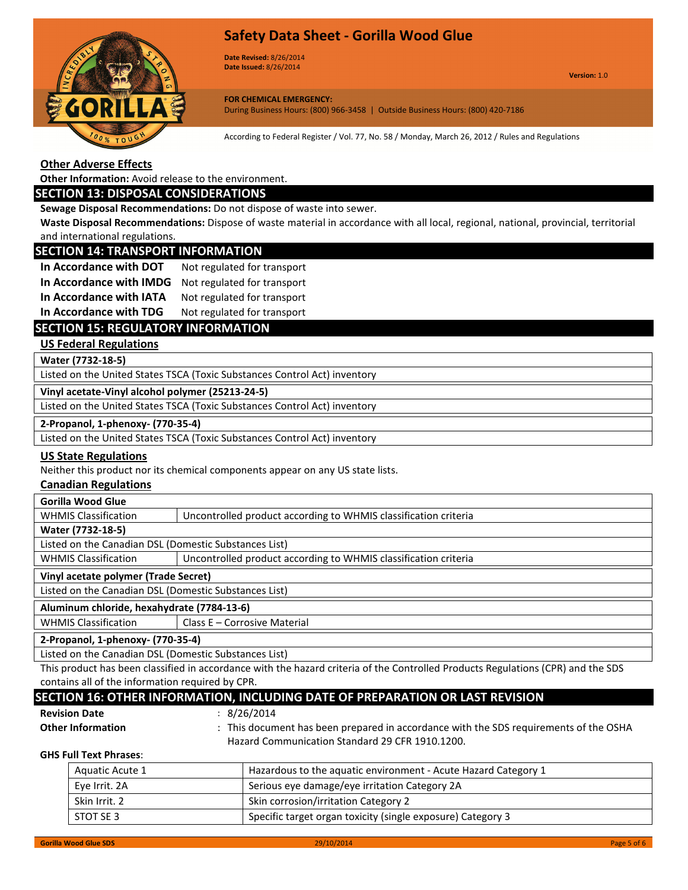### Other Adverse Effects

**Other Information:** Avoid release to the environment.

## SECTION 13: DISPOSAL CONSIDERATIONS

**Sewage Disposal Recommendations:** Do not dispose of waste into sewer.

**Waste Disposal Recommendations:** Dispose of waste material in accordance with all local, regional, national, provincial, territorial and international regulations.

## SECTION 14: TRANSPORT INFORMATION

| | |
|---|---|
| **In Accordance with DOT** | Not regulated for transport |
| **In Accordance with IMDG** | Not regulated for transport |
| **In Accordance with IATA** | Not regulated for transport |
| **In Accordance with TDG** | Not regulated for transport |

## SECTION 15: REGULATORY INFORMATION

### US Federal Regulations

| **Water (7732-18-5)** |
|---|
| Listed on the United States TSCA (Toxic Substances Control Act) inventory |

| **Vinyl acetate-Vinyl alcohol polymer (25213-24-5)** |
|---|
| Listed on the United States TSCA (Toxic Substances Control Act) inventory |

| **2-Propanol, 1-phenoxy- (770-35-4)** |
|---|
| Listed on the United States TSCA (Toxic Substances Control Act) inventory |

### US State Regulations

Neither this product nor its chemical components appear on any US state lists.

### Canadian Regulations

| **Gorilla Wood Glue** | |
|---|---|
| WHMIS Classification | Uncontrolled product according to WHMIS classification criteria |
| **Water (7732-18-5)** | |
| Listed on the Canadian DSL (Domestic Substances List) | |
| WHMIS Classification | Uncontrolled product according to WHMIS classification criteria |

| **Vinyl acetate polymer (Trade Secret)** |
|---|
| Listed on the Canadian DSL (Domestic Substances List) |

| **Aluminum chloride, hexahydrate (7784-13-6)** | |
|---|---|
| WHMIS Classification | Class E – Corrosive Material |

| **2-Propanol, 1-phenoxy- (770-35-4)** |
|---|
| Listed on the Canadian DSL (Domestic Substances List) |

This product has been classified in accordance with the hazard criteria of the Controlled Products Regulations (CPR) and the SDS contains all of the information required by CPR.

## SECTION 16: OTHER INFORMATION, INCLUDING DATE OF PREPARATION OR LAST REVISION

**Revision Date** : 8/26/2014

**Other Information** : This document has been prepared in accordance with the SDS requirements of the OSHA Hazard Communication Standard 29 CFR 1910.1200.

**GHS Full Text Phrases**:

| | |
|---|---|
| Aquatic Acute 1 | Hazardous to the aquatic environment - Acute Hazard Category 1 |
| Eye Irrit. 2A | Serious eye damage/eye irritation Category 2A |
| Skin Irrit. 2 | Skin corrosion/irritation Category 2 |
| STOT SE 3 | Specific target organ toxicity (single exposure) Category 3 |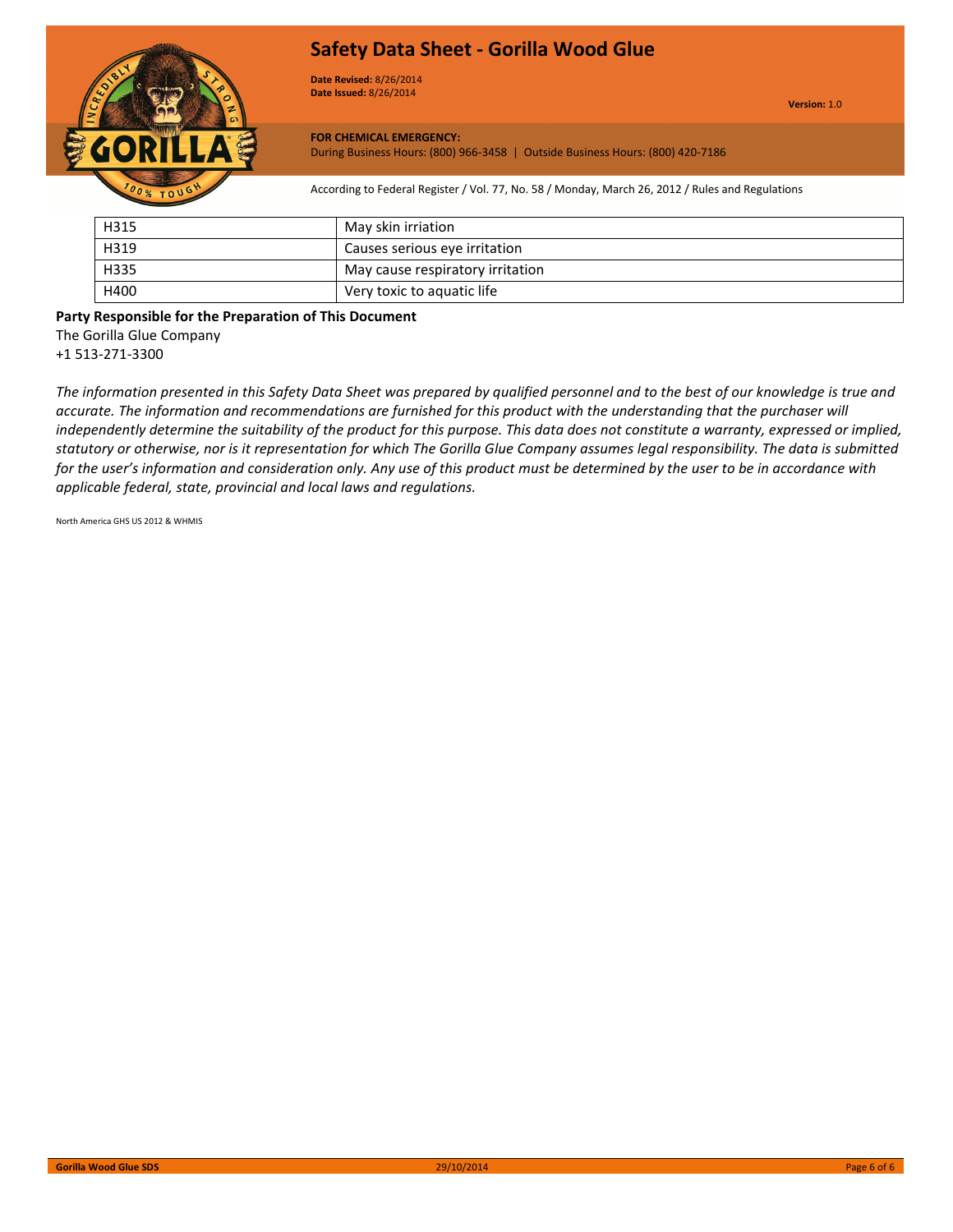| | |
|---|---|
| H315 | May skin irriation |
| H319 | Causes serious eye irritation |
| H335 | May cause respiratory irritation |
| H400 | Very toxic to aquatic life |

**Party Responsible for the Preparation of This Document**

The Gorilla Glue Company
+1 513-271-3300

*The information presented in this Safety Data Sheet was prepared by qualified personnel and to the best of our knowledge is true and accurate. The information and recommendations are furnished for this product with the understanding that the purchaser will independently determine the suitability of the product for this purpose. This data does not constitute a warranty, expressed or implied, statutory or otherwise, nor is it representation for which The Gorilla Glue Company assumes legal responsibility. The data is submitted for the user's information and consideration only. Any use of this product must be determined by the user to be in accordance with applicable federal, state, provincial and local laws and regulations.*

North America GHS US 2012 & WHMIS